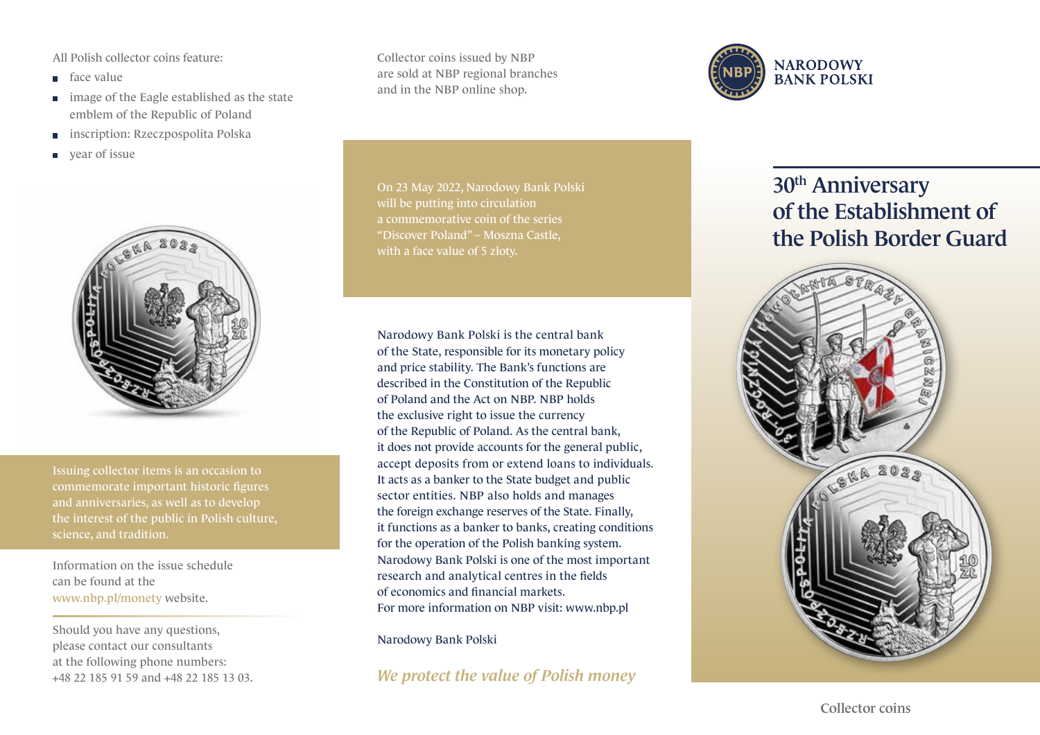All Polish collector coins feature:

- face value
- image of the Eagle established as the state emblem of the Republic of Poland
- inscription: Rzeczpospolita Polska
- year of issue

Issuing collector items is an occasion to commemorate important historic figures and anniversaries, as well as to develop the interest of the public in Polish culture, science, and tradition.

Information on the issue schedule can be found at the www.nbp.pl/monety website.

Should you have any questions, please contact our consultants at the following phone numbers: +48 22 185 91 59 and +48 22 185 13 03.

Collector coins issued by NBP are sold at NBP regional branches and in the NBP online shop.

On 23 May 2022, Narodowy Bank Polski will be putting into circulation a commemorative coin of the series "Discover Poland" – Moszna Castle, with a face value of 5 złoty.

Narodowy Bank Polski is the central bank of the State, responsible for its monetary policy and price stability. The Bank's functions are described in the Constitution of the Republic of Poland and the Act on NBP. NBP holds the exclusive right to issue the currency of the Republic of Poland. As the central bank, it does not provide accounts for the general public, accept deposits from or extend loans to individuals. It acts as a banker to the State budget and public sector entities. NBP also holds and manages the foreign exchange reserves of the State. Finally, it functions as a banker to banks, creating conditions for the operation of the Polish banking system. Narodowy Bank Polski is one of the most important research and analytical centres in the fields of economics and financial markets. For more information on NBP visit: www.nbp.pl

Narodowy Bank Polski

*We protect the value of Polish money*

NARODOWY BANK POLSKI

# 30th Anniversary of the Establishment of the Polish Border Guard

Collector coins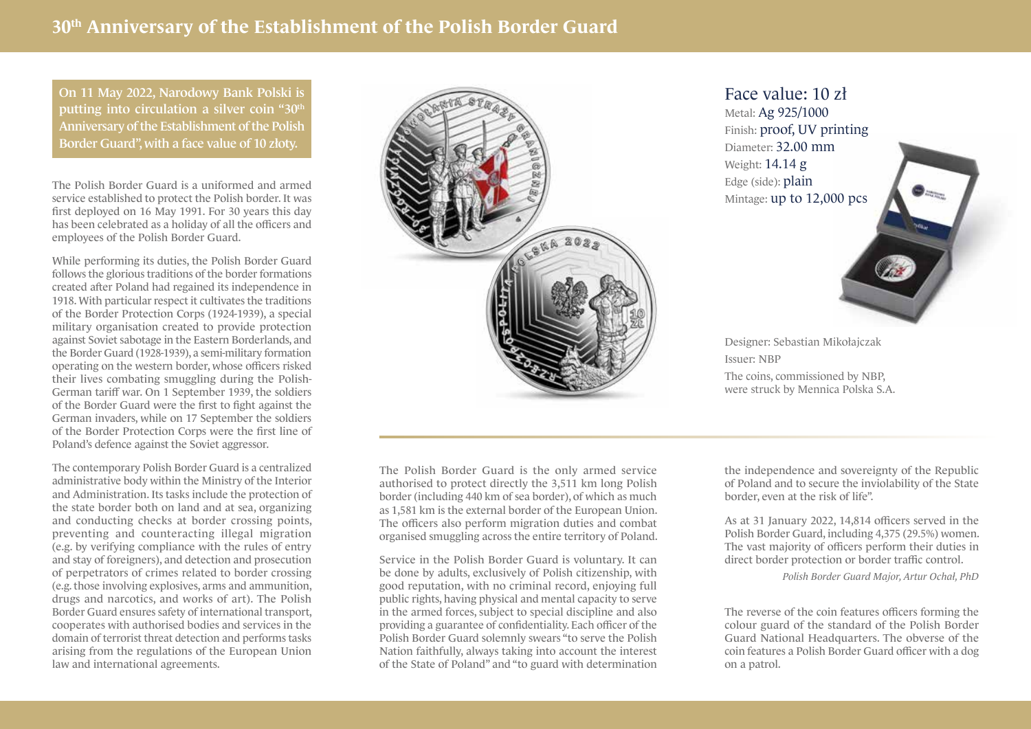# 30th Anniversary of the Establishment of the Polish Border Guard

**On 11 May 2022, Narodowy Bank Polski is putting into circulation a silver coin "30th Anniversary of the Establishment of the Polish Border Guard", with a face value of 10 złoty.**

The Polish Border Guard is a uniformed and armed service established to protect the Polish border. It was first deployed on 16 May 1991. For 30 years this day has been celebrated as a holiday of all the officers and employees of the Polish Border Guard.

While performing its duties, the Polish Border Guard follows the glorious traditions of the border formations created after Poland had regained its independence in 1918. With particular respect it cultivates the traditions of the Border Protection Corps (1924-1939), a special military organisation created to provide protection against Soviet sabotage in the Eastern Borderlands, and the Border Guard (1928-1939), a semi-military formation operating on the western border, whose officers risked their lives combating smuggling during the Polish-German tariff war. On 1 September 1939, the soldiers of the Border Guard were the first to fight against the German invaders, while on 17 September the soldiers of the Border Protection Corps were the first line of Poland's defence against the Soviet aggressor.

The contemporary Polish Border Guard is a centralized administrative body within the Ministry of the Interior and Administration. Its tasks include the protection of the state border both on land and at sea, organizing and conducting checks at border crossing points, preventing and counteracting illegal migration (e.g. by verifying compliance with the rules of entry and stay of foreigners), and detection and prosecution of perpetrators of crimes related to border crossing (e.g. those involving explosives, arms and ammunition, drugs and narcotics, and works of art). The Polish Border Guard ensures safety of international transport, cooperates with authorised bodies and services in the domain of terrorist threat detection and performs tasks arising from the regulations of the European Union law and international agreements.

Face value: 10 zł

Metal: Ag 925/1000

Finish: proof, UV printing

Diameter: 32.00 mm

Weight: 14.14 g

Edge (side): plain

Mintage: up to 12,000 pcs

Designer: Sebastian Mikołajczak

Issuer: NBP

The coins, commissioned by NBP, were struck by Mennica Polska S.A.

The Polish Border Guard is the only armed service authorised to protect directly the 3,511 km long Polish border (including 440 km of sea border), of which as much as 1,581 km is the external border of the European Union. The officers also perform migration duties and combat organised smuggling across the entire territory of Poland.

Service in the Polish Border Guard is voluntary. It can be done by adults, exclusively of Polish citizenship, with good reputation, with no criminal record, enjoying full public rights, having physical and mental capacity to serve in the armed forces, subject to special discipline and also providing a guarantee of confidentiality. Each officer of the Polish Border Guard solemnly swears "to serve the Polish Nation faithfully, always taking into account the interest of the State of Poland" and "to guard with determination the independence and sovereignty of the Republic of Poland and to secure the inviolability of the State border, even at the risk of life".

As at 31 January 2022, 14,814 officers served in the Polish Border Guard, including 4,375 (29.5%) women. The vast majority of officers perform their duties in direct border protection or border traffic control.

*Polish Border Guard Major, Artur Ochał, PhD*

The reverse of the coin features officers forming the colour guard of the standard of the Polish Border Guard National Headquarters. The obverse of the coin features a Polish Border Guard officer with a dog on a patrol.